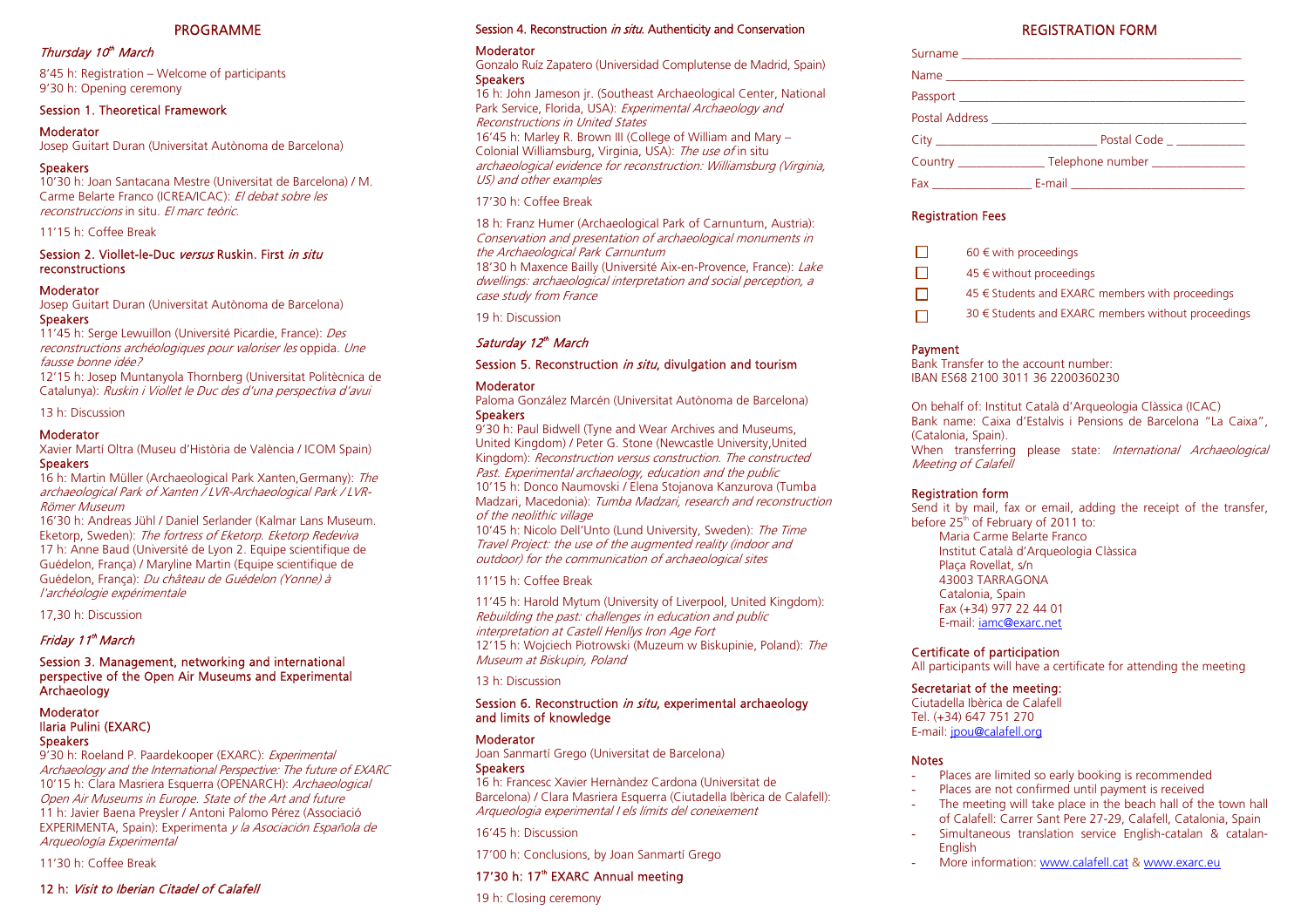## PROGRAMME

### *Thursday 10th March*

8'45 h: Registration – Welcome of participants
9'30 h: Opening ceremony

### Session 1. Theoretical Framework

**Moderator**
Josep Guitart Duran (Universitat Autònoma de Barcelona)

**Speakers**
10'30 h: Joan Santacana Mestre (Universitat de Barcelona) / M. Carme Belarte Franco (ICREA/ICAC): *El debat sobre les reconstruccions* in situ. *El marc teòric.*

11'15 h: Coffee Break

### Session 2. Viollet-le-Duc *versus* Ruskin. First *in situ* reconstructions

**Moderator**
Josep Guitart Duran (Universitat Autònoma de Barcelona)

**Speakers**
11'45 h: Serge Lewuillon (Université Picardie, France): *Des reconstructions archéologiques pour valoriser les* oppida. *Une fausse bonne idée?*
12'15 h: Josep Muntanyola Thornberg (Universitat Politècnica de Catalunya): *Ruskin i Viollet le Duc des d'una perspectiva d'avui*

13 h: Discussion

**Moderator**
Xavier Martí Oltra (Museu d'Història de València / ICOM Spain)

**Speakers**
16 h: Martin Müller (Archaeological Park Xanten,Germany): *The archaeological Park of Xanten / LVR-Archaeological Park / LVR-Römer Museum*
16'30 h: Andreas Jühl / Daniel Serlander (Kalmar Lans Museum. Eketorp, Sweden): *The fortress of Eketorp. Eketorp Redeviva*
17 h: Anne Baud (Université de Lyon 2. Equipe scientifique de Guédelon, França) / Maryline Martin (Equipe scientifique de Guédelon, França): *Du château de Guédelon (Yonne) à l'archéologie expérimentale*

17,30 h: Discussion

### *Friday 11th March*

### Session 3. Management, networking and international perspective of the Open Air Museums and Experimental Archaeology

**Moderator**
Ilaria Pulini (EXARC)

**Speakers**
9'30 h: Roeland P. Paardekooper (EXARC): *Experimental Archaeology and the International Perspective: The future of EXARC*
10'15 h: Clara Masriera Esquerra (OPENARCH): *Archaeological Open Air Museums in Europe. State of the Art and future*
11 h: Javier Baena Preysler / Antoni Palomo Pérez (Associació EXPERIMENTA, Spain): *Experimenta y la Asociación Española de Arqueología Experimental*

11'30 h: Coffee Break

12 h: *Visit to Iberian Citadel of Calafell*

### Session 4. Reconstruction *in situ*. Authenticity and Conservation

**Moderator**
Gonzalo Ruíz Zapatero (Universidad Complutense de Madrid, Spain)

**Speakers**
16 h: John Jameson jr. (Southeast Archaeological Center, National Park Service, Florida, USA): *Experimental Archaeology and Reconstructions in United States*
16'45 h: Marley R. Brown III (College of William and Mary – Colonial Williamsburg, Virginia, USA): *The use of* in situ *archaeological evidence for reconstruction: Williamsburg (Virginia, US) and other examples*

17'30 h: Coffee Break

18 h: Franz Humer (Archaeological Park of Carnuntum, Austria): *Conservation and presentation of archaeological monuments in the Archaeological Park Carnuntum*
18'30 h Maxence Bailly (Université Aix-en-Provence, France): *Lake dwellings: archaeological interpretation and social perception, a case study from France*

19 h: Discussion

### *Saturday 12th March*

### Session 5. Reconstruction *in situ*, divulgation and tourism

**Moderator**
Paloma González Marcén (Universitat Autònoma de Barcelona)

**Speakers**
9'30 h: Paul Bidwell (Tyne and Wear Archives and Museums, United Kingdom) / Peter G. Stone (Newcastle University,United Kingdom): *Reconstruction versus construction. The constructed Past. Experimental archaeology, education and the public*
10'15 h: Donco Naumovski / Elena Stojanova Kanzurova (Tumba Madzari, Macedonia): *Tumba Madzari, research and reconstruction of the neolithic village*
10'45 h: Nicolo Dell'Unto (Lund University, Sweden): *The Time Travel Project: the use of the augmented reality (indoor and outdoor) for the communication of archaeological sites*

11'15 h: Coffee Break

11'45 h: Harold Mytum (University of Liverpool, United Kingdom): *Rebuilding the past: challenges in education and public interpretation at Castell Henllys Iron Age Fort*
12'15 h: Wojciech Piotrowski (Muzeum w Biskupinie, Poland): *The Museum at Biskupin, Poland*

13 h: Discussion

### Session 6. Reconstruction *in situ*, experimental archaeology and limits of knowledge

**Moderator**
Joan Sanmartí Grego (Universitat de Barcelona)

**Speakers**
16 h: Francesc Xavier Hernàndez Cardona (Universitat de Barcelona) / Clara Masriera Esquerra (Ciutadella Ibèrica de Calafell): *Arqueologia experimental I els límits del coneixement*

16'45 h: Discussion

17'00 h: Conclusions, by Joan Sanmartí Grego

**17'30 h: 17th EXARC Annual meeting**

19 h: Closing ceremony

## REGISTRATION FORM

Surname ______________________________
Name ______________________________
Passport ______________________________
Postal Address ______________________________
City ______________ Postal Code _ __________
Country ____________ Telephone number ____________
Fax ____________ E-mail ______________________

### Registration Fees

- ☐ 60 € with proceedings
- ☐ 45 € without proceedings
- ☐ 45 € Students and EXARC members with proceedings
- ☐ 30 € Students and EXARC members without proceedings

### Payment

Bank Transfer to the account number:
IBAN ES68 2100 3011 36 2200360230

On behalf of: Institut Català d'Arqueologia Clàssica (ICAC)
Bank name: Caixa d'Estalvis i Pensions de Barcelona "La Caixa", (Catalonia, Spain).
When transferring please state: *International Archaeological Meeting of Calafell*

### Registration form

Send it by mail, fax or email, adding the receipt of the transfer, before 25th of February of 2011 to:

Maria Carme Belarte Franco
Institut Català d'Arqueologia Clàssica
Plaça Rovellat, s/n
43003 TARRAGONA
Catalonia, Spain
Fax (+34) 977 22 44 01
E-mail: iamc@exarc.net

### Certificate of participation

All participants will have a certificate for attending the meeting

### Secretariat of the meeting:

Ciutadella Ibèrica de Calafell
Tel. (+34) 647 751 270
E-mail: jpou@calafell.org

### Notes

- Places are limited so early booking is recommended
- Places are not confirmed until payment is received
- The meeting will take place in the beach hall of the town hall of Calafell: Carrer Sant Pere 27-29, Calafell, Catalonia, Spain
- Simultaneous translation service English-catalan & catalan-English
- More information: www.calafell.cat & www.exarc.eu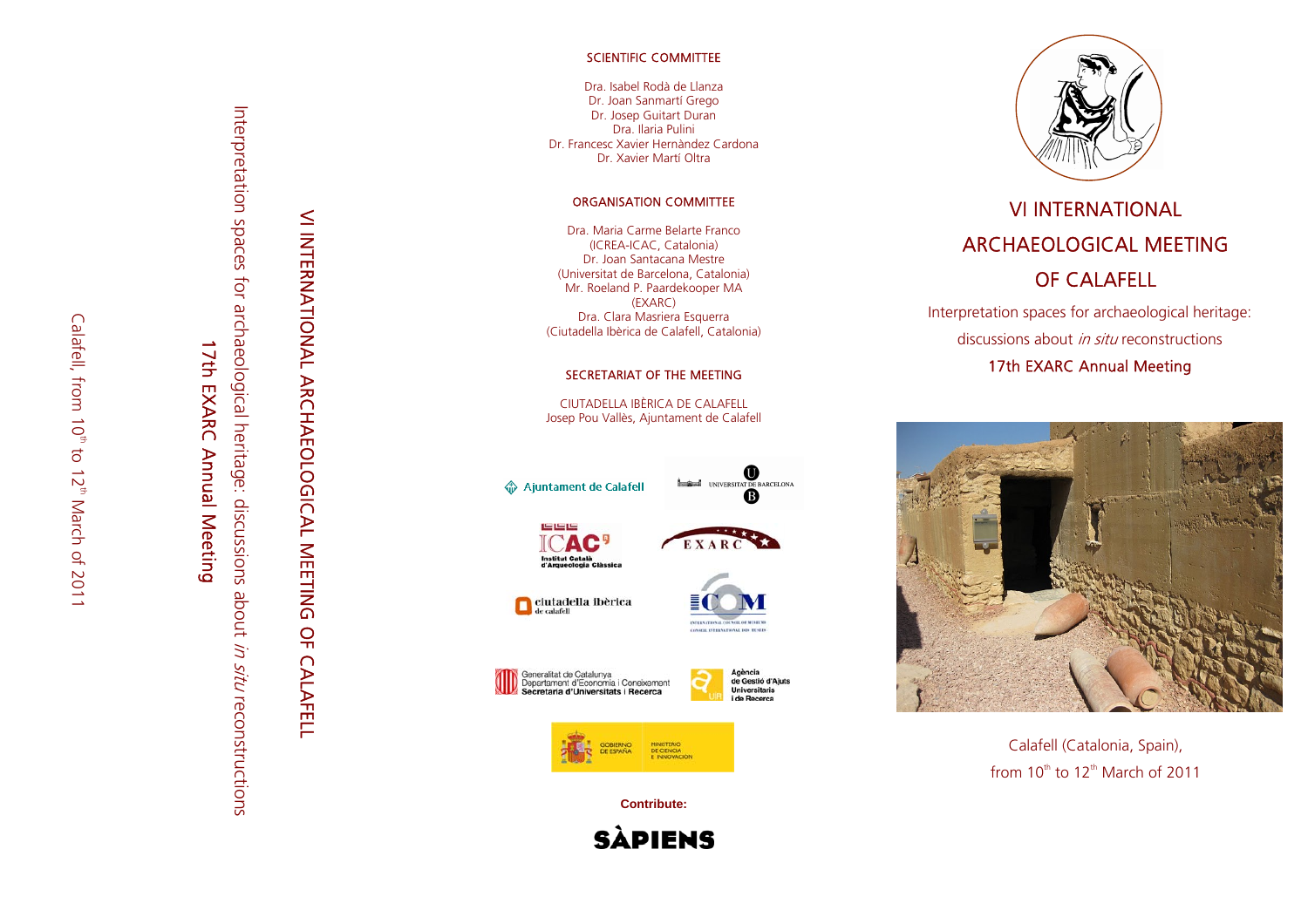Calafell, from 10th to 12th March of 2011

Interpretation spaces for archaeological heritage: discussions about *in situ* reconstructions

17th EXARC Annual Meeting

VI INTERNATIONAL ARCHAEOLOGICAL MEETING OF CALAFELL

## SCIENTIFIC COMMITTEE

Dra. Isabel Rodà de Llanza
Dr. Joan Sanmartí Grego
Dr. Josep Guitart Duran
Dra. Ilaria Pulini
Dr. Francesc Xavier Hernàndez Cardona
Dr. Xavier Martí Oltra

## ORGANISATION COMMITTEE

Dra. Maria Carme Belarte Franco
(ICREA-ICAC, Catalonia)
Dr. Joan Santacana Mestre
(Universitat de Barcelona, Catalonia)
Mr. Roeland P. Paardekooper MA
(EXARC)
Dra. Clara Masriera Esquerra
(Ciutadella Ibèrica de Calafell, Catalonia)

## SECRETARIAT OF THE MEETING

CIUTADELLA IBÈRICA DE CALAFELL
Josep Pou Vallès, Ajuntament de Calafell

Ajuntament de Calafell

Universitat de Barcelona

ICAC Institut Català d'Arqueologia Clàssica

EXARC

ciutadella ibèrica de calafell

ICOM

Generalitat de Catalunya
Departament d'Economia i Coneixement
Secretaria d'Universitats i Recerca

Agència de Gestió d'Ajuts Universitaris i de Recerca

Gobierno de España
Ministerio de Ciencia e Innovación

**Contribute:**

SÀPIENS

# VI INTERNATIONAL ARCHAEOLOGICAL MEETING OF CALAFELL

Interpretation spaces for archaeological heritage: discussions about *in situ* reconstructions

17th EXARC Annual Meeting

Calafell (Catalonia, Spain),
from 10th to 12th March of 2011